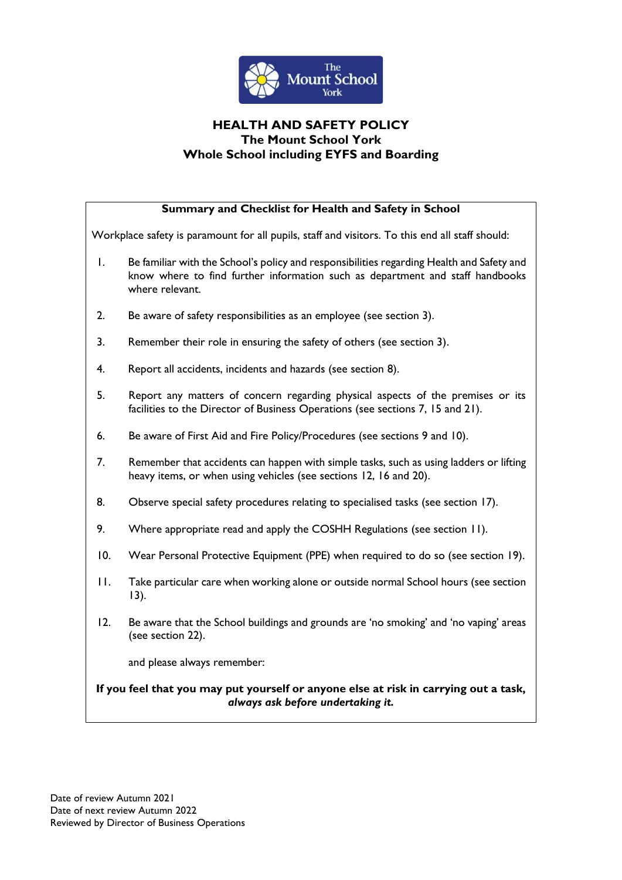# HEALTH AND SAFETY POLICY

## The Mount School York

## Whole School including EYFS and Boarding

**Summary and Checklist for Health and Safety in School**

Workplace safety is paramount for all pupils, staff and visitors. To this end all staff should:

1. Be familiar with the School's policy and responsibilities regarding Health and Safety and know where to find further information such as department and staff handbooks where relevant.

2. Be aware of safety responsibilities as an employee (see section 3).

3. Remember their role in ensuring the safety of others (see section 3).

4. Report all accidents, incidents and hazards (see section 8).

5. Report any matters of concern regarding physical aspects of the premises or its facilities to the Director of Business Operations (see sections 7, 15 and 21).

6. Be aware of First Aid and Fire Policy/Procedures (see sections 9 and 10).

7. Remember that accidents can happen with simple tasks, such as using ladders or lifting heavy items, or when using vehicles (see sections 12, 16 and 20).

8. Observe special safety procedures relating to specialised tasks (see section 17).

9. Where appropriate read and apply the COSHH Regulations (see section 11).

10. Wear Personal Protective Equipment (PPE) when required to do so (see section 19).

11. Take particular care when working alone or outside normal School hours (see section 13).

12. Be aware that the School buildings and grounds are 'no smoking' and 'no vaping' areas (see section 22).

and please always remember:

**If you feel that you may put yourself or anyone else at risk in carrying out a task, *always ask before undertaking it.***

Date of review Autumn 2021
Date of next review Autumn 2022
Reviewed by Director of Business Operations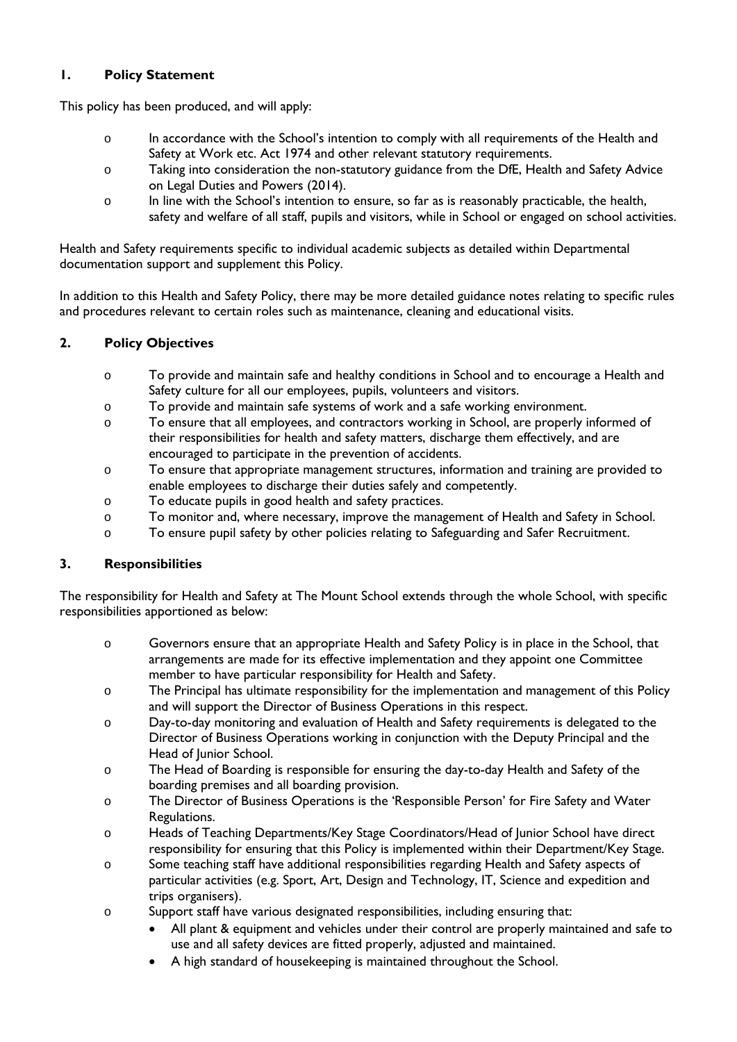## 1. Policy Statement

This policy has been produced, and will apply:

- In accordance with the School's intention to comply with all requirements of the Health and Safety at Work etc. Act 1974 and other relevant statutory requirements.
- Taking into consideration the non-statutory guidance from the DfE, Health and Safety Advice on Legal Duties and Powers (2014).
- In line with the School's intention to ensure, so far as is reasonably practicable, the health, safety and welfare of all staff, pupils and visitors, while in School or engaged on school activities.

Health and Safety requirements specific to individual academic subjects as detailed within Departmental documentation support and supplement this Policy.

In addition to this Health and Safety Policy, there may be more detailed guidance notes relating to specific rules and procedures relevant to certain roles such as maintenance, cleaning and educational visits.

## 2. Policy Objectives

- To provide and maintain safe and healthy conditions in School and to encourage a Health and Safety culture for all our employees, pupils, volunteers and visitors.
- To provide and maintain safe systems of work and a safe working environment.
- To ensure that all employees, and contractors working in School, are properly informed of their responsibilities for health and safety matters, discharge them effectively, and are encouraged to participate in the prevention of accidents.
- To ensure that appropriate management structures, information and training are provided to enable employees to discharge their duties safely and competently.
- To educate pupils in good health and safety practices.
- To monitor and, where necessary, improve the management of Health and Safety in School.
- To ensure pupil safety by other policies relating to Safeguarding and Safer Recruitment.

## 3. Responsibilities

The responsibility for Health and Safety at The Mount School extends through the whole School, with specific responsibilities apportioned as below:

- Governors ensure that an appropriate Health and Safety Policy is in place in the School, that arrangements are made for its effective implementation and they appoint one Committee member to have particular responsibility for Health and Safety.
- The Principal has ultimate responsibility for the implementation and management of this Policy and will support the Director of Business Operations in this respect.
- Day-to-day monitoring and evaluation of Health and Safety requirements is delegated to the Director of Business Operations working in conjunction with the Deputy Principal and the Head of Junior School.
- The Head of Boarding is responsible for ensuring the day-to-day Health and Safety of the boarding premises and all boarding provision.
- The Director of Business Operations is the 'Responsible Person' for Fire Safety and Water Regulations.
- Heads of Teaching Departments/Key Stage Coordinators/Head of Junior School have direct responsibility for ensuring that this Policy is implemented within their Department/Key Stage.
- Some teaching staff have additional responsibilities regarding Health and Safety aspects of particular activities (e.g. Sport, Art, Design and Technology, IT, Science and expedition and trips organisers).
- Support staff have various designated responsibilities, including ensuring that:
  - All plant & equipment and vehicles under their control are properly maintained and safe to use and all safety devices are fitted properly, adjusted and maintained.
  - A high standard of housekeeping is maintained throughout the School.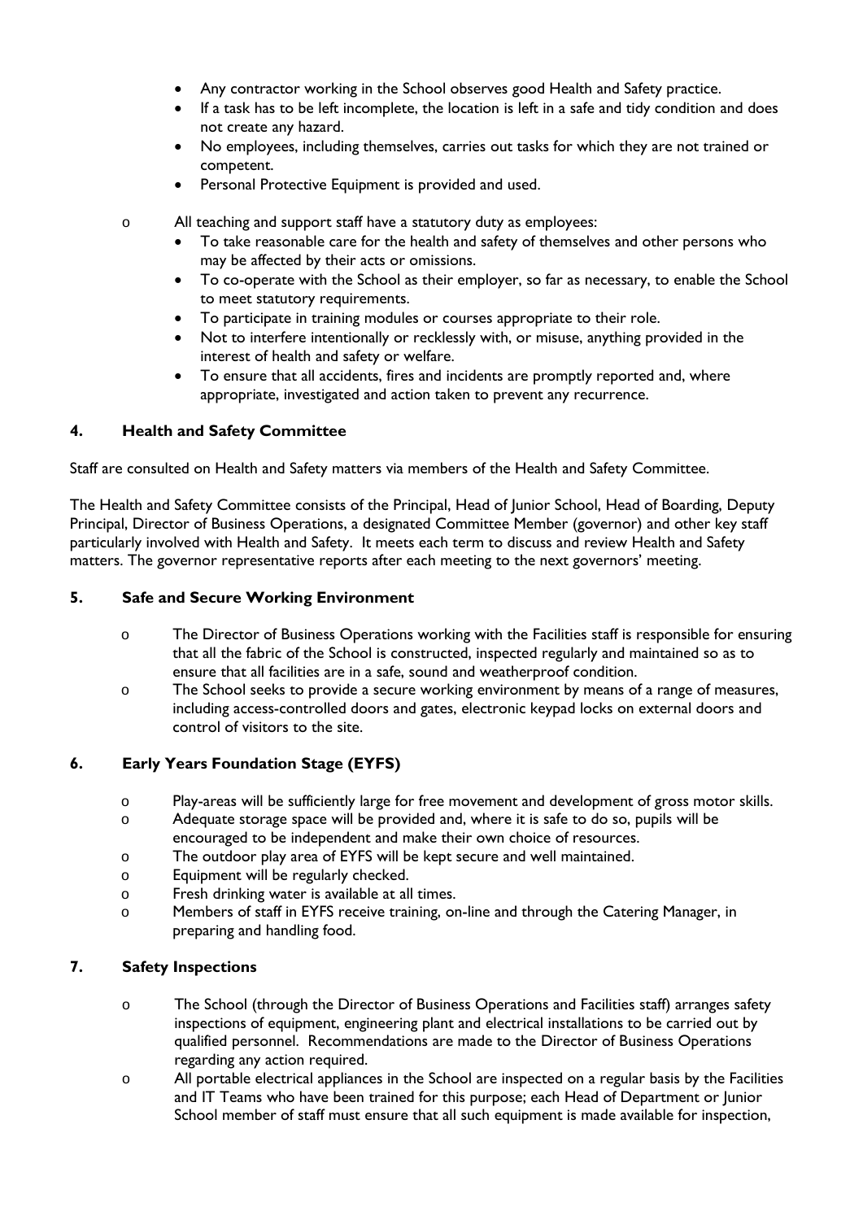- Any contractor working in the School observes good Health and Safety practice.
- If a task has to be left incomplete, the location is left in a safe and tidy condition and does not create any hazard.
- No employees, including themselves, carries out tasks for which they are not trained or competent.
- Personal Protective Equipment is provided and used.

- All teaching and support staff have a statutory duty as employees:
  - To take reasonable care for the health and safety of themselves and other persons who may be affected by their acts or omissions.
  - To co-operate with the School as their employer, so far as necessary, to enable the School to meet statutory requirements.
  - To participate in training modules or courses appropriate to their role.
  - Not to interfere intentionally or recklessly with, or misuse, anything provided in the interest of health and safety or welfare.
  - To ensure that all accidents, fires and incidents are promptly reported and, where appropriate, investigated and action taken to prevent any recurrence.

## 4. Health and Safety Committee

Staff are consulted on Health and Safety matters via members of the Health and Safety Committee.

The Health and Safety Committee consists of the Principal, Head of Junior School, Head of Boarding, Deputy Principal, Director of Business Operations, a designated Committee Member (governor) and other key staff particularly involved with Health and Safety. It meets each term to discuss and review Health and Safety matters. The governor representative reports after each meeting to the next governors' meeting.

## 5. Safe and Secure Working Environment

- The Director of Business Operations working with the Facilities staff is responsible for ensuring that all the fabric of the School is constructed, inspected regularly and maintained so as to ensure that all facilities are in a safe, sound and weatherproof condition.
- The School seeks to provide a secure working environment by means of a range of measures, including access-controlled doors and gates, electronic keypad locks on external doors and control of visitors to the site.

## 6. Early Years Foundation Stage (EYFS)

- Play-areas will be sufficiently large for free movement and development of gross motor skills.
- Adequate storage space will be provided and, where it is safe to do so, pupils will be encouraged to be independent and make their own choice of resources.
- The outdoor play area of EYFS will be kept secure and well maintained.
- Equipment will be regularly checked.
- Fresh drinking water is available at all times.
- Members of staff in EYFS receive training, on-line and through the Catering Manager, in preparing and handling food.

## 7. Safety Inspections

- The School (through the Director of Business Operations and Facilities staff) arranges safety inspections of equipment, engineering plant and electrical installations to be carried out by qualified personnel. Recommendations are made to the Director of Business Operations regarding any action required.
- All portable electrical appliances in the School are inspected on a regular basis by the Facilities and IT Teams who have been trained for this purpose; each Head of Department or Junior School member of staff must ensure that all such equipment is made available for inspection,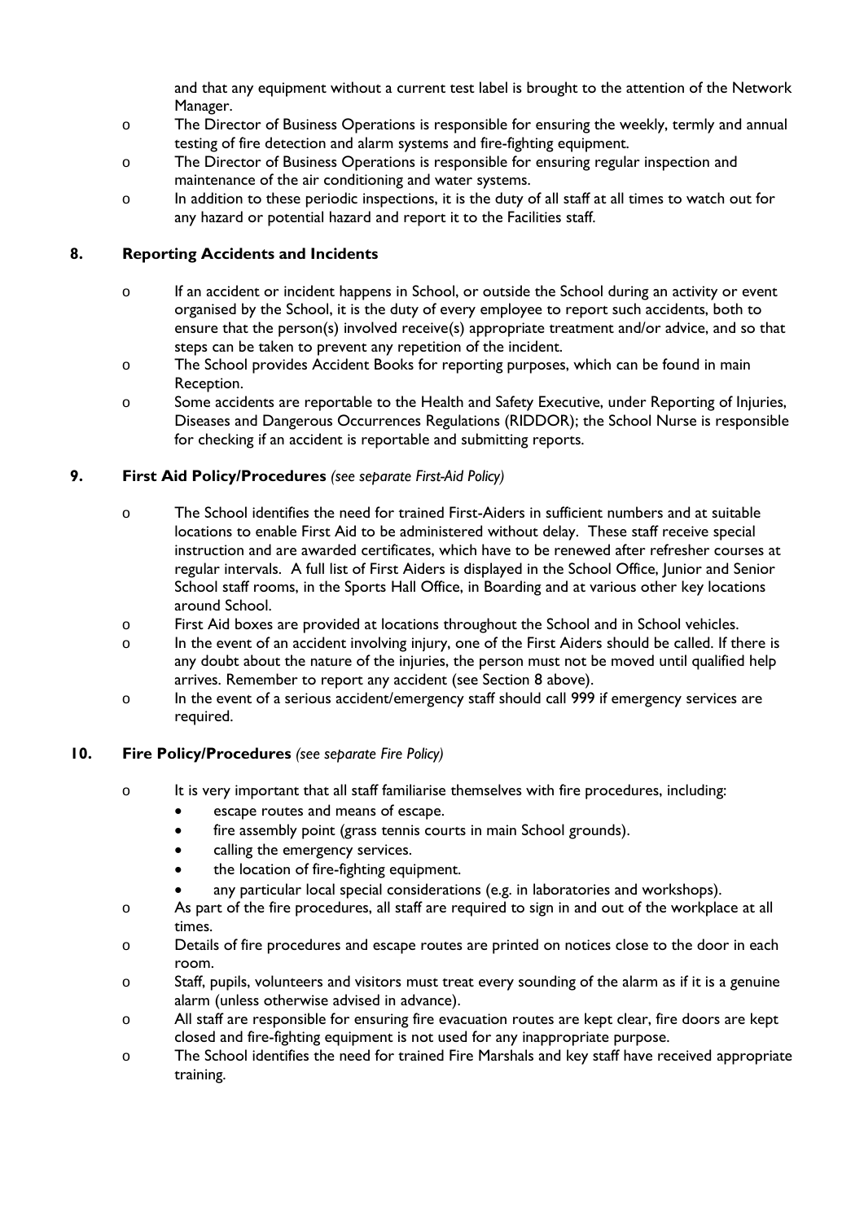and that any equipment without a current test label is brought to the attention of the Network Manager.

- The Director of Business Operations is responsible for ensuring the weekly, termly and annual testing of fire detection and alarm systems and fire-fighting equipment.
- The Director of Business Operations is responsible for ensuring regular inspection and maintenance of the air conditioning and water systems.
- In addition to these periodic inspections, it is the duty of all staff at all times to watch out for any hazard or potential hazard and report it to the Facilities staff.

## 8. Reporting Accidents and Incidents

- If an accident or incident happens in School, or outside the School during an activity or event organised by the School, it is the duty of every employee to report such accidents, both to ensure that the person(s) involved receive(s) appropriate treatment and/or advice, and so that steps can be taken to prevent any repetition of the incident.
- The School provides Accident Books for reporting purposes, which can be found in main Reception.
- Some accidents are reportable to the Health and Safety Executive, under Reporting of Injuries, Diseases and Dangerous Occurrences Regulations (RIDDOR); the School Nurse is responsible for checking if an accident is reportable and submitting reports.

## 9. First Aid Policy/Procedures *(see separate First-Aid Policy)*

- The School identifies the need for trained First-Aiders in sufficient numbers and at suitable locations to enable First Aid to be administered without delay. These staff receive special instruction and are awarded certificates, which have to be renewed after refresher courses at regular intervals. A full list of First Aiders is displayed in the School Office, Junior and Senior School staff rooms, in the Sports Hall Office, in Boarding and at various other key locations around School.
- First Aid boxes are provided at locations throughout the School and in School vehicles.
- In the event of an accident involving injury, one of the First Aiders should be called. If there is any doubt about the nature of the injuries, the person must not be moved until qualified help arrives. Remember to report any accident (see Section 8 above).
- In the event of a serious accident/emergency staff should call 999 if emergency services are required.

## 10. Fire Policy/Procedures *(see separate Fire Policy)*

- It is very important that all staff familiarise themselves with fire procedures, including:
  - escape routes and means of escape.
  - fire assembly point (grass tennis courts in main School grounds).
  - calling the emergency services.
  - the location of fire-fighting equipment.
  - any particular local special considerations (e.g. in laboratories and workshops).
- As part of the fire procedures, all staff are required to sign in and out of the workplace at all times.
- Details of fire procedures and escape routes are printed on notices close to the door in each room.
- Staff, pupils, volunteers and visitors must treat every sounding of the alarm as if it is a genuine alarm (unless otherwise advised in advance).
- All staff are responsible for ensuring fire evacuation routes are kept clear, fire doors are kept closed and fire-fighting equipment is not used for any inappropriate purpose.
- The School identifies the need for trained Fire Marshals and key staff have received appropriate training.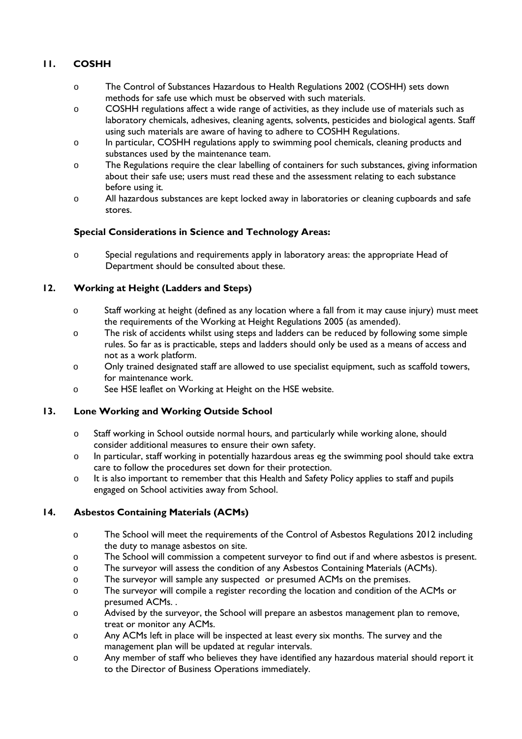## 11. COSHH

- The Control of Substances Hazardous to Health Regulations 2002 (COSHH) sets down methods for safe use which must be observed with such materials.
- COSHH regulations affect a wide range of activities, as they include use of materials such as laboratory chemicals, adhesives, cleaning agents, solvents, pesticides and biological agents. Staff using such materials are aware of having to adhere to COSHH Regulations.
- In particular, COSHH regulations apply to swimming pool chemicals, cleaning products and substances used by the maintenance team.
- The Regulations require the clear labelling of containers for such substances, giving information about their safe use; users must read these and the assessment relating to each substance before using it.
- All hazardous substances are kept locked away in laboratories or cleaning cupboards and safe stores.

**Special Considerations in Science and Technology Areas:**

- Special regulations and requirements apply in laboratory areas: the appropriate Head of Department should be consulted about these.

## 12. Working at Height (Ladders and Steps)

- Staff working at height (defined as any location where a fall from it may cause injury) must meet the requirements of the Working at Height Regulations 2005 (as amended).
- The risk of accidents whilst using steps and ladders can be reduced by following some simple rules. So far as is practicable, steps and ladders should only be used as a means of access and not as a work platform.
- Only trained designated staff are allowed to use specialist equipment, such as scaffold towers, for maintenance work.
- See HSE leaflet on Working at Height on the HSE website.

## 13. Lone Working and Working Outside School

- Staff working in School outside normal hours, and particularly while working alone, should consider additional measures to ensure their own safety.
- In particular, staff working in potentially hazardous areas eg the swimming pool should take extra care to follow the procedures set down for their protection.
- It is also important to remember that this Health and Safety Policy applies to staff and pupils engaged on School activities away from School.

## 14. Asbestos Containing Materials (ACMs)

- The School will meet the requirements of the Control of Asbestos Regulations 2012 including the duty to manage asbestos on site.
- The School will commission a competent surveyor to find out if and where asbestos is present.
- The surveyor will assess the condition of any Asbestos Containing Materials (ACMs).
- The surveyor will sample any suspected or presumed ACMs on the premises.
- The surveyor will compile a register recording the location and condition of the ACMs or presumed ACMs. .
- Advised by the surveyor, the School will prepare an asbestos management plan to remove, treat or monitor any ACMs.
- Any ACMs left in place will be inspected at least every six months. The survey and the management plan will be updated at regular intervals.
- Any member of staff who believes they have identified any hazardous material should report it to the Director of Business Operations immediately.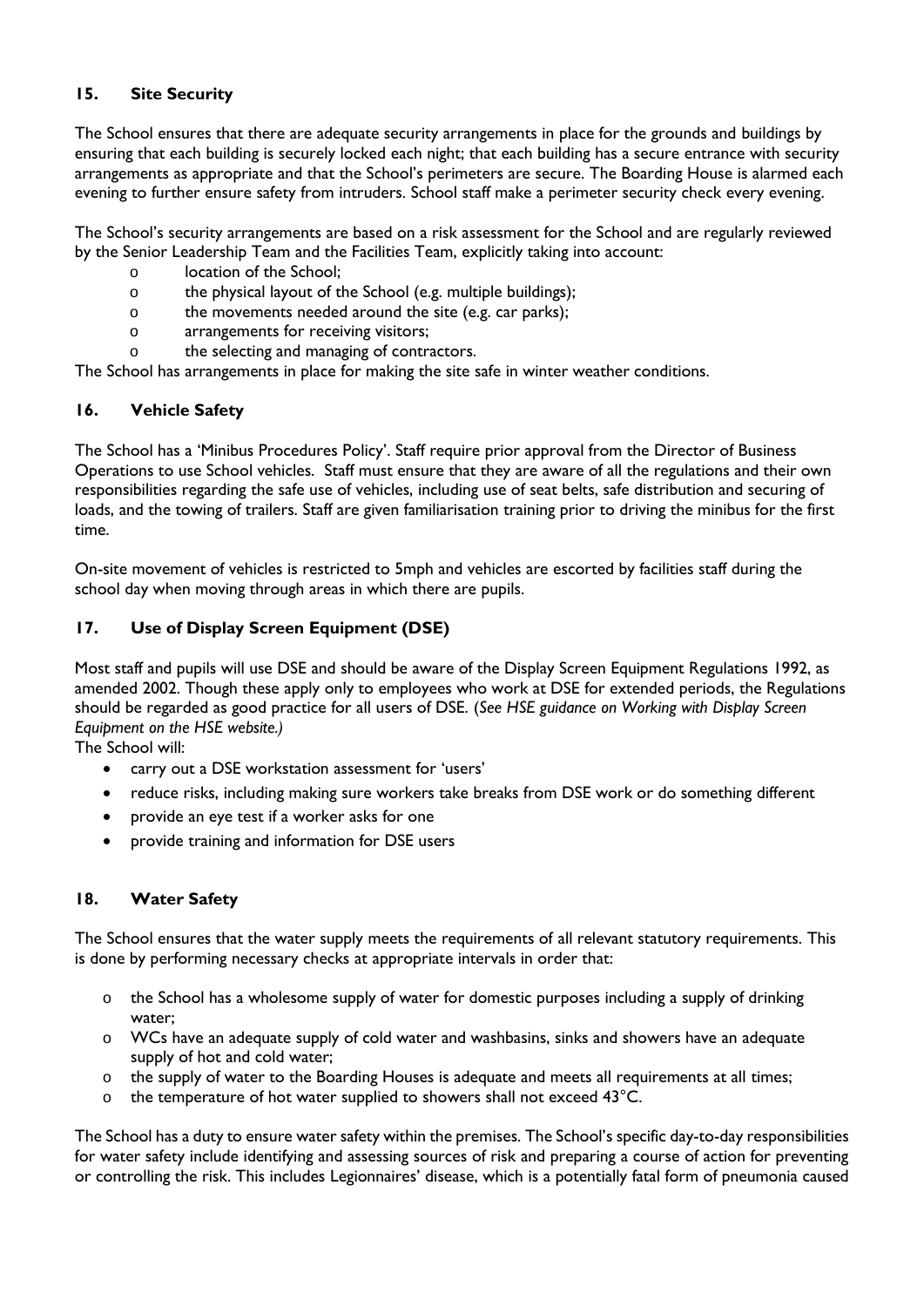## 15. Site Security

The School ensures that there are adequate security arrangements in place for the grounds and buildings by ensuring that each building is securely locked each night; that each building has a secure entrance with security arrangements as appropriate and that the School's perimeters are secure. The Boarding House is alarmed each evening to further ensure safety from intruders. School staff make a perimeter security check every evening.

The School's security arrangements are based on a risk assessment for the School and are regularly reviewed by the Senior Leadership Team and the Facilities Team, explicitly taking into account:

- location of the School;
- the physical layout of the School (e.g. multiple buildings);
- the movements needed around the site (e.g. car parks);
- arrangements for receiving visitors;
- the selecting and managing of contractors.

The School has arrangements in place for making the site safe in winter weather conditions.

## 16. Vehicle Safety

The School has a 'Minibus Procedures Policy'. Staff require prior approval from the Director of Business Operations to use School vehicles. Staff must ensure that they are aware of all the regulations and their own responsibilities regarding the safe use of vehicles, including use of seat belts, safe distribution and securing of loads, and the towing of trailers. Staff are given familiarisation training prior to driving the minibus for the first time.

On-site movement of vehicles is restricted to 5mph and vehicles are escorted by facilities staff during the school day when moving through areas in which there are pupils.

## 17. Use of Display Screen Equipment (DSE)

Most staff and pupils will use DSE and should be aware of the Display Screen Equipment Regulations 1992, as amended 2002. Though these apply only to employees who work at DSE for extended periods, the Regulations should be regarded as good practice for all users of DSE. (*See HSE guidance on Working with Display Screen Equipment on the HSE website.)*

The School will:

- carry out a DSE workstation assessment for 'users'
- reduce risks, including making sure workers take breaks from DSE work or do something different
- provide an eye test if a worker asks for one
- provide training and information for DSE users

## 18. Water Safety

The School ensures that the water supply meets the requirements of all relevant statutory requirements. This is done by performing necessary checks at appropriate intervals in order that:

- the School has a wholesome supply of water for domestic purposes including a supply of drinking water;
- WCs have an adequate supply of cold water and washbasins, sinks and showers have an adequate supply of hot and cold water;
- the supply of water to the Boarding Houses is adequate and meets all requirements at all times;
- the temperature of hot water supplied to showers shall not exceed 43°C.

The School has a duty to ensure water safety within the premises. The School's specific day-to-day responsibilities for water safety include identifying and assessing sources of risk and preparing a course of action for preventing or controlling the risk. This includes Legionnaires' disease, which is a potentially fatal form of pneumonia caused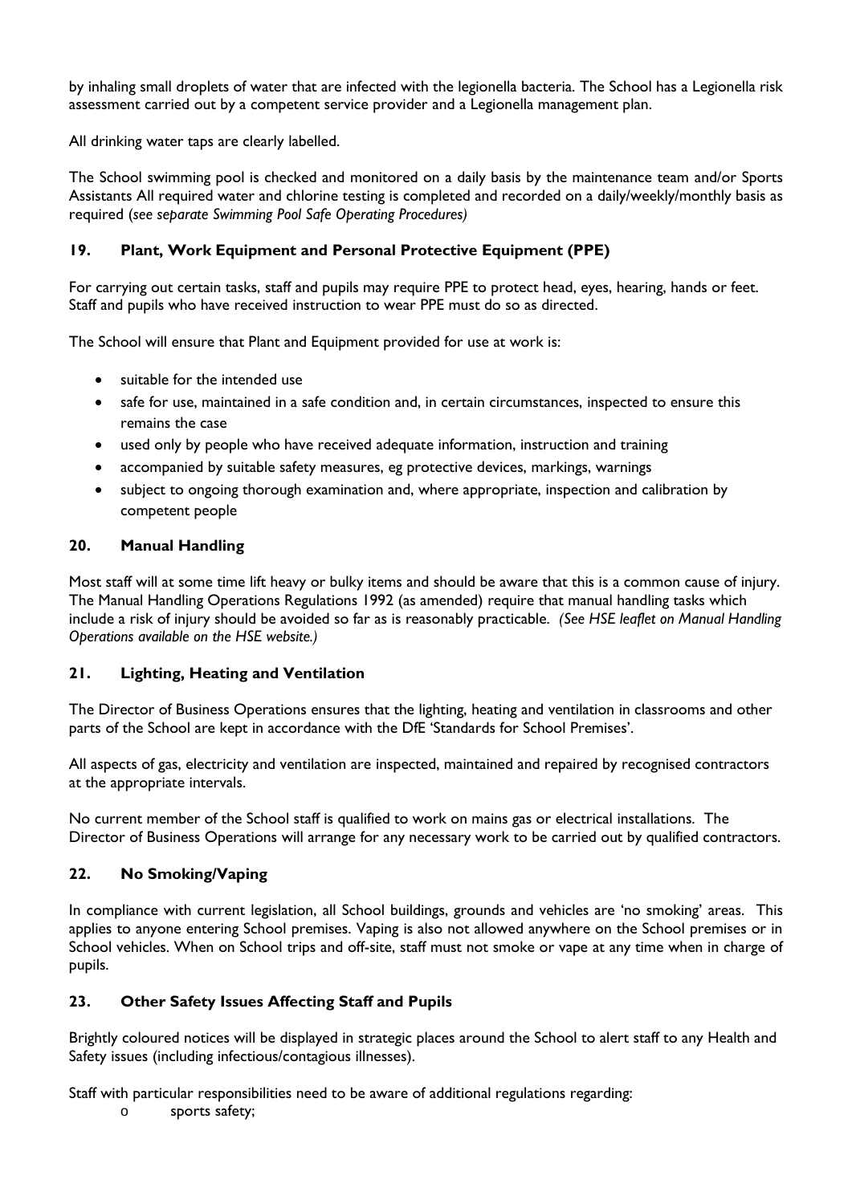by inhaling small droplets of water that are infected with the legionella bacteria. The School has a Legionella risk assessment carried out by a competent service provider and a Legionella management plan.

All drinking water taps are clearly labelled.

The School swimming pool is checked and monitored on a daily basis by the maintenance team and/or Sports Assistants All required water and chlorine testing is completed and recorded on a daily/weekly/monthly basis as required (*see separate Swimming Pool Safe Operating Procedures)*

### 19. Plant, Work Equipment and Personal Protective Equipment (PPE)

For carrying out certain tasks, staff and pupils may require PPE to protect head, eyes, hearing, hands or feet. Staff and pupils who have received instruction to wear PPE must do so as directed.

The School will ensure that Plant and Equipment provided for use at work is:

- suitable for the intended use
- safe for use, maintained in a safe condition and, in certain circumstances, inspected to ensure this remains the case
- used only by people who have received adequate information, instruction and training
- accompanied by suitable safety measures, eg protective devices, markings, warnings
- subject to ongoing thorough examination and, where appropriate, inspection and calibration by competent people

### 20. Manual Handling

Most staff will at some time lift heavy or bulky items and should be aware that this is a common cause of injury. The Manual Handling Operations Regulations 1992 (as amended) require that manual handling tasks which include a risk of injury should be avoided so far as is reasonably practicable. *(See HSE leaflet on Manual Handling Operations available on the HSE website.)*

### 21. Lighting, Heating and Ventilation

The Director of Business Operations ensures that the lighting, heating and ventilation in classrooms and other parts of the School are kept in accordance with the DfE 'Standards for School Premises'.

All aspects of gas, electricity and ventilation are inspected, maintained and repaired by recognised contractors at the appropriate intervals.

No current member of the School staff is qualified to work on mains gas or electrical installations. The Director of Business Operations will arrange for any necessary work to be carried out by qualified contractors.

### 22. No Smoking/Vaping

In compliance with current legislation, all School buildings, grounds and vehicles are 'no smoking' areas. This applies to anyone entering School premises. Vaping is also not allowed anywhere on the School premises or in School vehicles. When on School trips and off-site, staff must not smoke or vape at any time when in charge of pupils.

### 23. Other Safety Issues Affecting Staff and Pupils

Brightly coloured notices will be displayed in strategic places around the School to alert staff to any Health and Safety issues (including infectious/contagious illnesses).

Staff with particular responsibilities need to be aware of additional regulations regarding:

- sports safety;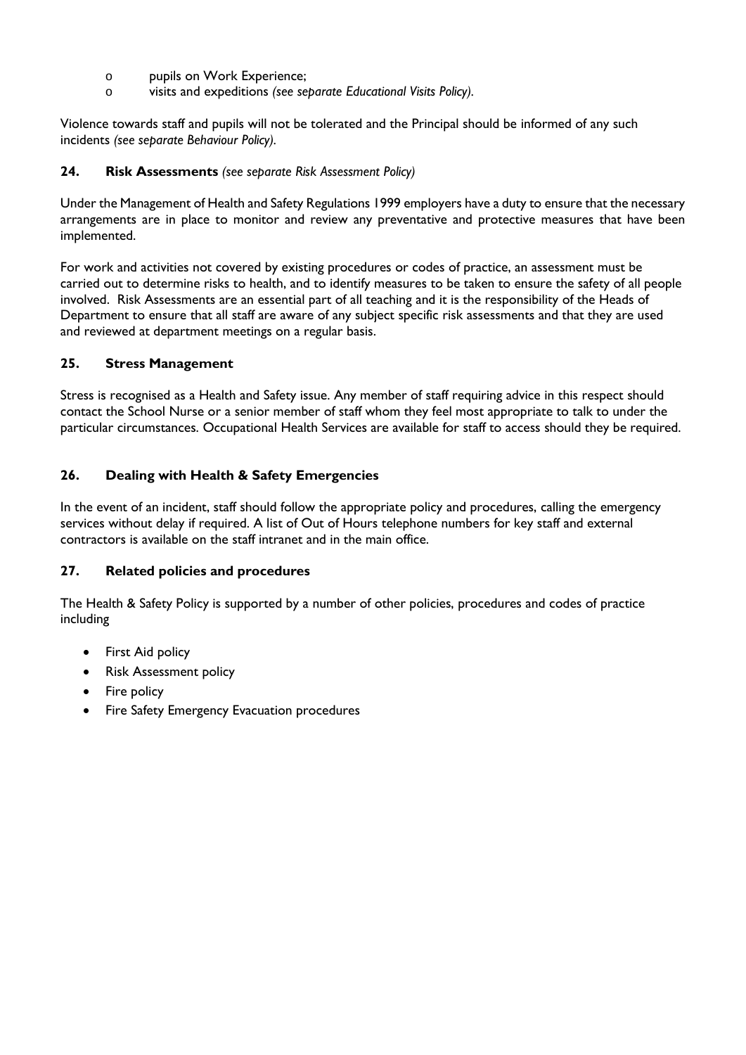- pupils on Work Experience;
- visits and expeditions *(see separate Educational Visits Policy)*.

Violence towards staff and pupils will not be tolerated and the Principal should be informed of any such incidents *(see separate Behaviour Policy)*.

## 24. Risk Assessments *(see separate Risk Assessment Policy)*

Under the Management of Health and Safety Regulations 1999 employers have a duty to ensure that the necessary arrangements are in place to monitor and review any preventative and protective measures that have been implemented.

For work and activities not covered by existing procedures or codes of practice, an assessment must be carried out to determine risks to health, and to identify measures to be taken to ensure the safety of all people involved. Risk Assessments are an essential part of all teaching and it is the responsibility of the Heads of Department to ensure that all staff are aware of any subject specific risk assessments and that they are used and reviewed at department meetings on a regular basis.

## 25. Stress Management

Stress is recognised as a Health and Safety issue. Any member of staff requiring advice in this respect should contact the School Nurse or a senior member of staff whom they feel most appropriate to talk to under the particular circumstances. Occupational Health Services are available for staff to access should they be required.

## 26. Dealing with Health & Safety Emergencies

In the event of an incident, staff should follow the appropriate policy and procedures, calling the emergency services without delay if required. A list of Out of Hours telephone numbers for key staff and external contractors is available on the staff intranet and in the main office.

## 27. Related policies and procedures

The Health & Safety Policy is supported by a number of other policies, procedures and codes of practice including

- First Aid policy
- Risk Assessment policy
- Fire policy
- Fire Safety Emergency Evacuation procedures